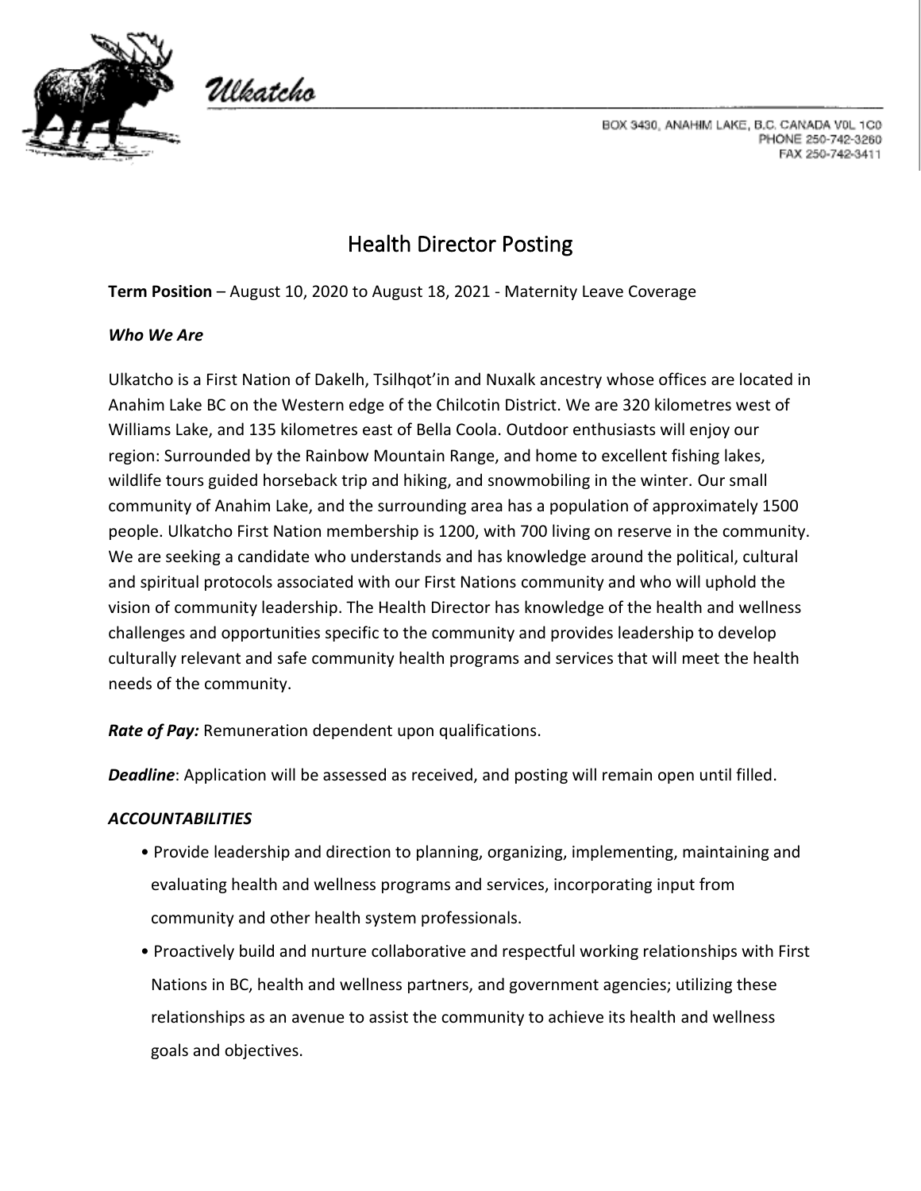Ulkatcho

BOX 3430, ANAHIM LAKE, B.C. CANADA V0L 1C0
PHONE 250-742-3260
FAX 250-742-3411

# Health Director Posting

**Term Position** – August 10, 2020 to August 18, 2021 - Maternity Leave Coverage

***Who We Are***

Ulkatcho is a First Nation of Dakelh, Tsilhqot'in and Nuxalk ancestry whose offices are located in Anahim Lake BC on the Western edge of the Chilcotin District. We are 320 kilometres west of Williams Lake, and 135 kilometres east of Bella Coola. Outdoor enthusiasts will enjoy our region: Surrounded by the Rainbow Mountain Range, and home to excellent fishing lakes, wildlife tours guided horseback trip and hiking, and snowmobiling in the winter. Our small community of Anahim Lake, and the surrounding area has a population of approximately 1500 people. Ulkatcho First Nation membership is 1200, with 700 living on reserve in the community. We are seeking a candidate who understands and has knowledge around the political, cultural and spiritual protocols associated with our First Nations community and who will uphold the vision of community leadership. The Health Director has knowledge of the health and wellness challenges and opportunities specific to the community and provides leadership to develop culturally relevant and safe community health programs and services that will meet the health needs of the community.

***Rate of Pay:*** Remuneration dependent upon qualifications.

***Deadline***: Application will be assessed as received, and posting will remain open until filled.

***ACCOUNTABILITIES***

- Provide leadership and direction to planning, organizing, implementing, maintaining and evaluating health and wellness programs and services, incorporating input from community and other health system professionals.
- Proactively build and nurture collaborative and respectful working relationships with First Nations in BC, health and wellness partners, and government agencies; utilizing these relationships as an avenue to assist the community to achieve its health and wellness goals and objectives.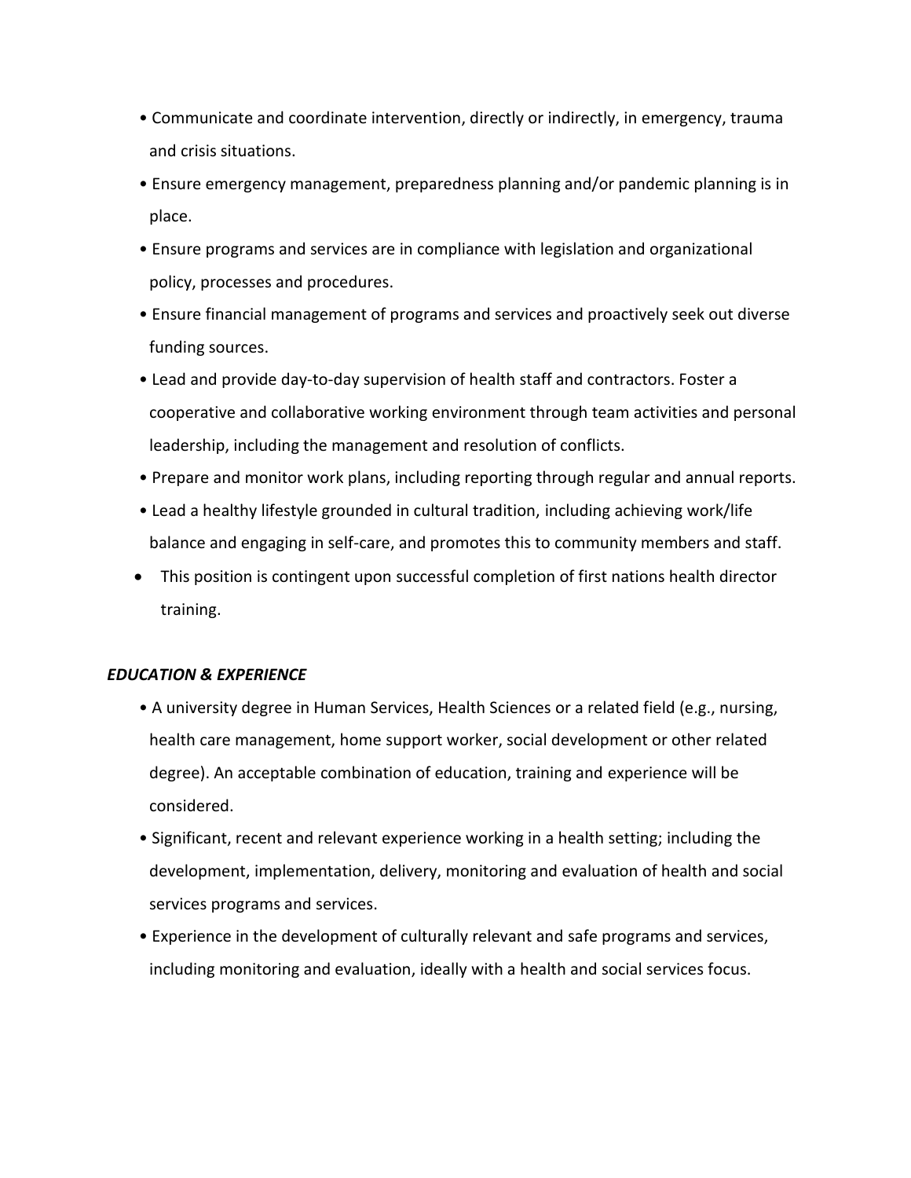- Communicate and coordinate intervention, directly or indirectly, in emergency, trauma and crisis situations.
- Ensure emergency management, preparedness planning and/or pandemic planning is in place.
- Ensure programs and services are in compliance with legislation and organizational policy, processes and procedures.
- Ensure financial management of programs and services and proactively seek out diverse funding sources.
- Lead and provide day-to-day supervision of health staff and contractors. Foster a cooperative and collaborative working environment through team activities and personal leadership, including the management and resolution of conflicts.
- Prepare and monitor work plans, including reporting through regular and annual reports.
- Lead a healthy lifestyle grounded in cultural tradition, including achieving work/life balance and engaging in self-care, and promotes this to community members and staff.
- This position is contingent upon successful completion of first nations health director training.

***EDUCATION & EXPERIENCE***

- A university degree in Human Services, Health Sciences or a related field (e.g., nursing, health care management, home support worker, social development or other related degree). An acceptable combination of education, training and experience will be considered.
- Significant, recent and relevant experience working in a health setting; including the development, implementation, delivery, monitoring and evaluation of health and social services programs and services.
- Experience in the development of culturally relevant and safe programs and services, including monitoring and evaluation, ideally with a health and social services focus.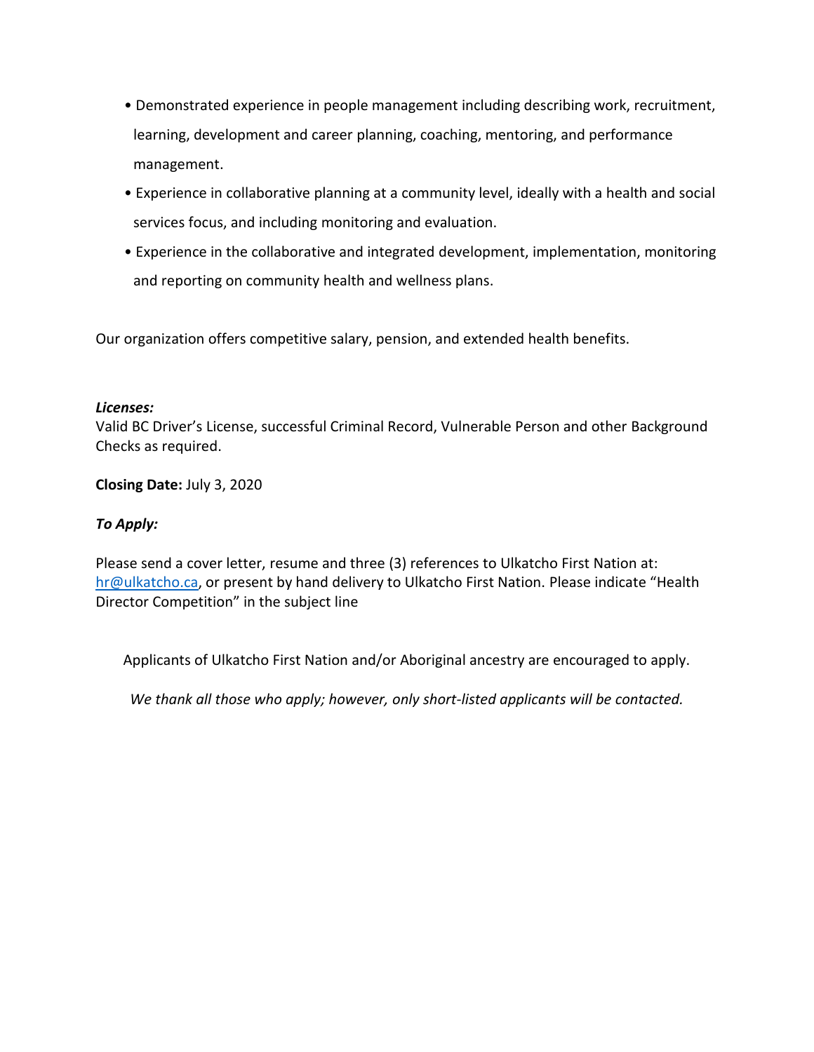- Demonstrated experience in people management including describing work, recruitment, learning, development and career planning, coaching, mentoring, and performance management.
- Experience in collaborative planning at a community level, ideally with a health and social services focus, and including monitoring and evaluation.
- Experience in the collaborative and integrated development, implementation, monitoring and reporting on community health and wellness plans.

Our organization offers competitive salary, pension, and extended health benefits.

***Licenses:***
Valid BC Driver's License, successful Criminal Record, Vulnerable Person and other Background Checks as required.

**Closing Date:** July 3, 2020

***To Apply:***

Please send a cover letter, resume and three (3) references to Ulkatcho First Nation at: hr@ulkatcho.ca, or present by hand delivery to Ulkatcho First Nation. Please indicate "Health Director Competition" in the subject line

Applicants of Ulkatcho First Nation and/or Aboriginal ancestry are encouraged to apply.

*We thank all those who apply; however, only short-listed applicants will be contacted.*